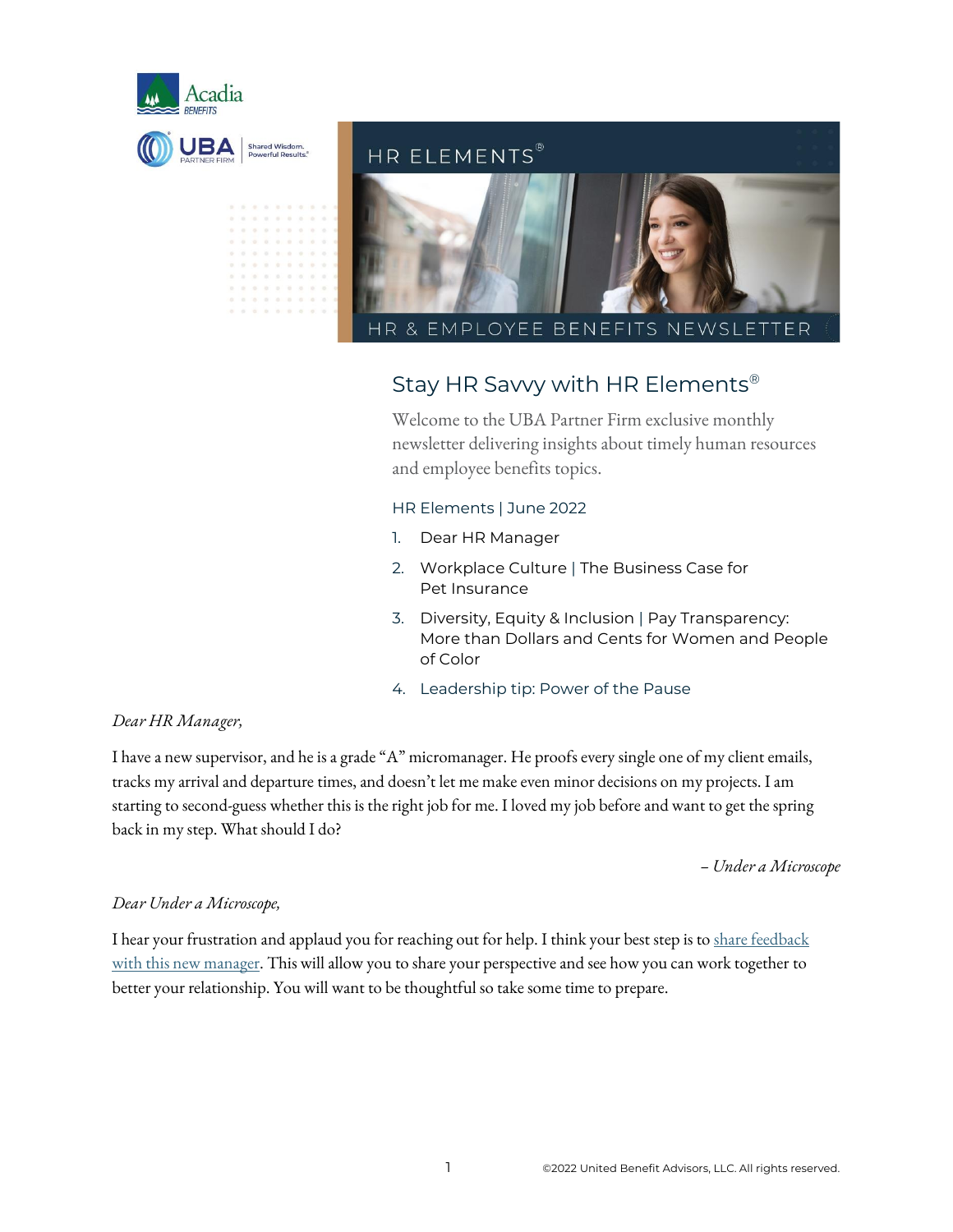HR ELEMENTS®

HR & EMPLOYEE BENEFITS NEWSLETTER

## Stay HR Savvy with HR Elements®

Welcome to the UBA Partner Firm exclusive monthly newsletter delivering insights about timely human resources and employee benefits topics.

### HR Elements | June 2022

1. Dear HR Manager
2. Workplace Culture | The Business Case for Pet Insurance
3. Diversity, Equity & Inclusion | Pay Transparency: More than Dollars and Cents for Women and People of Color
4. Leadership tip: Power of the Pause

*Dear HR Manager,*

I have a new supervisor, and he is a grade "A" micromanager. He proofs every single one of my client emails, tracks my arrival and departure times, and doesn't let me make even minor decisions on my projects. I am starting to second-guess whether this is the right job for me. I loved my job before and want to get the spring back in my step. What should I do?

*– Under a Microscope*

*Dear Under a Microscope,*

I hear your frustration and applaud you for reaching out for help. I think your best step is to share feedback with this new manager. This will allow you to share your perspective and see how you can work together to better your relationship. You will want to be thoughtful so take some time to prepare.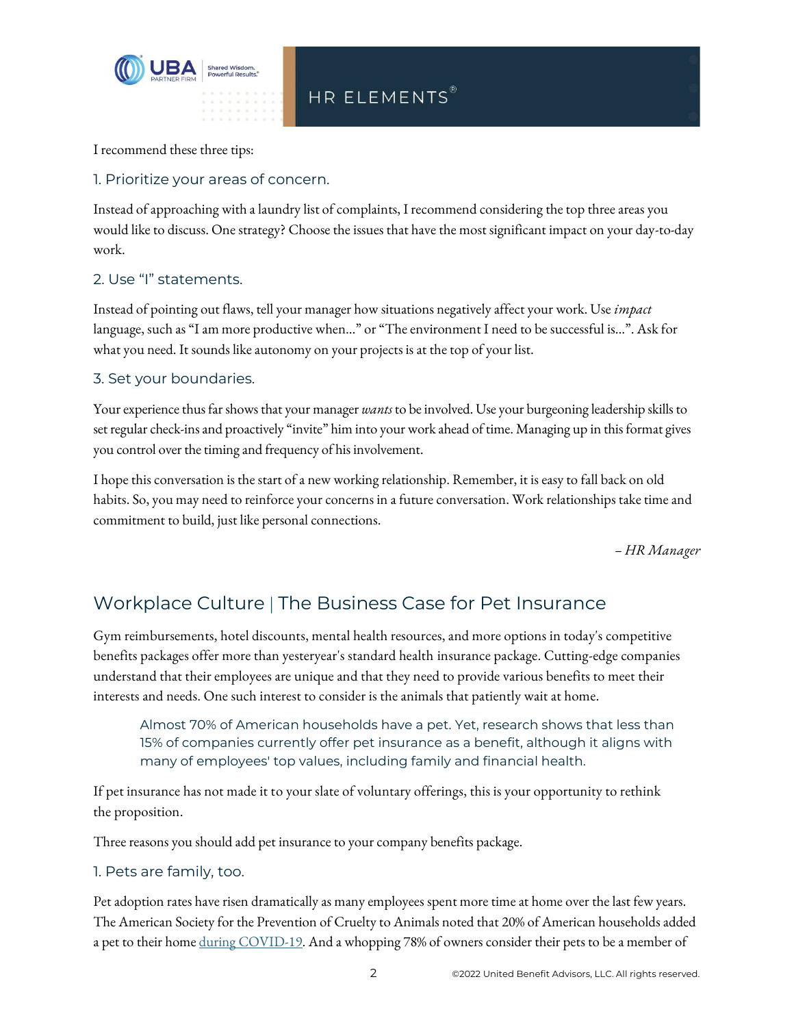I recommend these three tips:

### 1. Prioritize your areas of concern.

Instead of approaching with a laundry list of complaints, I recommend considering the top three areas you would like to discuss. One strategy? Choose the issues that have the most significant impact on your day-to-day work.

### 2. Use "I" statements.

Instead of pointing out flaws, tell your manager how situations negatively affect your work. Use *impact* language, such as "I am more productive when…" or "The environment I need to be successful is…". Ask for what you need. It sounds like autonomy on your projects is at the top of your list.

### 3. Set your boundaries.

Your experience thus far shows that your manager *wants* to be involved. Use your burgeoning leadership skills to set regular check-ins and proactively "invite" him into your work ahead of time. Managing up in this format gives you control over the timing and frequency of his involvement.

I hope this conversation is the start of a new working relationship. Remember, it is easy to fall back on old habits. So, you may need to reinforce your concerns in a future conversation. Work relationships take time and commitment to build, just like personal connections.

*– HR Manager*

## Workplace Culture | The Business Case for Pet Insurance

Gym reimbursements, hotel discounts, mental health resources, and more options in today's competitive benefits packages offer more than yesteryear's standard health insurance package. Cutting-edge companies understand that their employees are unique and that they need to provide various benefits to meet their interests and needs. One such interest to consider is the animals that patiently wait at home.

> Almost 70% of American households have a pet. Yet, research shows that less than 15% of companies currently offer pet insurance as a benefit, although it aligns with many of employees' top values, including family and financial health.

If pet insurance has not made it to your slate of voluntary offerings, this is your opportunity to rethink the proposition.

Three reasons you should add pet insurance to your company benefits package.

### 1. Pets are family, too.

Pet adoption rates have risen dramatically as many employees spent more time at home over the last few years. The American Society for the Prevention of Cruelty to Animals noted that 20% of American households added a pet to their home during COVID-19. And a whopping 78% of owners consider their pets to be a member of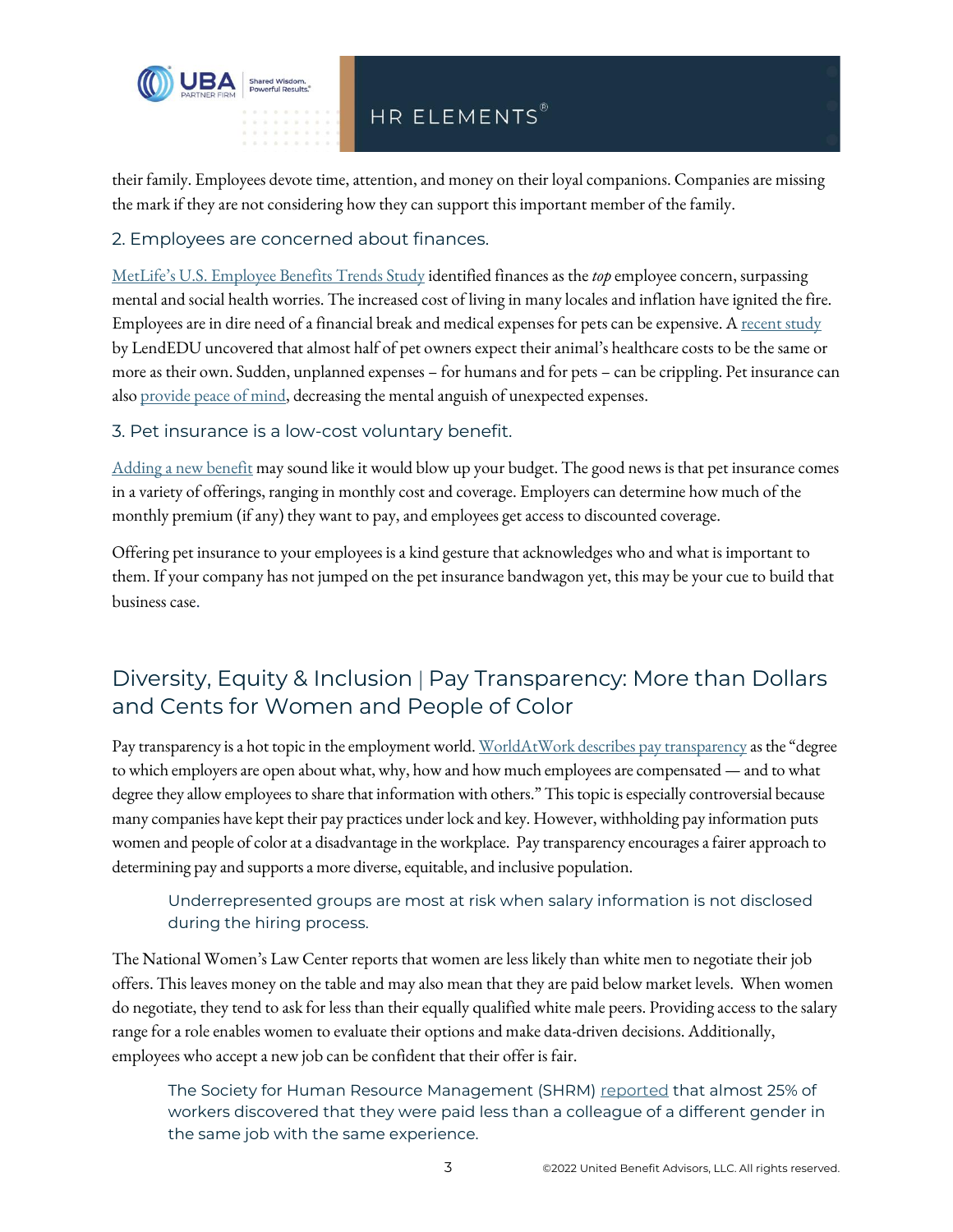their family. Employees devote time, attention, and money on their loyal companions. Companies are missing the mark if they are not considering how they can support this important member of the family.

### 2. Employees are concerned about finances.

MetLife's U.S. Employee Benefits Trends Study identified finances as the *top* employee concern, surpassing mental and social health worries. The increased cost of living in many locales and inflation have ignited the fire. Employees are in dire need of a financial break and medical expenses for pets can be expensive. A recent study by LendEDU uncovered that almost half of pet owners expect their animal's healthcare costs to be the same or more as their own. Sudden, unplanned expenses – for humans and for pets – can be crippling. Pet insurance can also provide peace of mind, decreasing the mental anguish of unexpected expenses.

### 3. Pet insurance is a low-cost voluntary benefit.

Adding a new benefit may sound like it would blow up your budget. The good news is that pet insurance comes in a variety of offerings, ranging in monthly cost and coverage. Employers can determine how much of the monthly premium (if any) they want to pay, and employees get access to discounted coverage.

Offering pet insurance to your employees is a kind gesture that acknowledges who and what is important to them. If your company has not jumped on the pet insurance bandwagon yet, this may be your cue to build that business case.

## Diversity, Equity & Inclusion | Pay Transparency: More than Dollars and Cents for Women and People of Color

Pay transparency is a hot topic in the employment world. WorldAtWork describes pay transparency as the "degree to which employers are open about what, why, how and how much employees are compensated — and to what degree they allow employees to share that information with others." This topic is especially controversial because many companies have kept their pay practices under lock and key. However, withholding pay information puts women and people of color at a disadvantage in the workplace. Pay transparency encourages a fairer approach to determining pay and supports a more diverse, equitable, and inclusive population.

> Underrepresented groups are most at risk when salary information is not disclosed during the hiring process.

The National Women's Law Center reports that women are less likely than white men to negotiate their job offers. This leaves money on the table and may also mean that they are paid below market levels. When women do negotiate, they tend to ask for less than their equally qualified white male peers. Providing access to the salary range for a role enables women to evaluate their options and make data-driven decisions. Additionally, employees who accept a new job can be confident that their offer is fair.

> The Society for Human Resource Management (SHRM) reported that almost 25% of workers discovered that they were paid less than a colleague of a different gender in the same job with the same experience.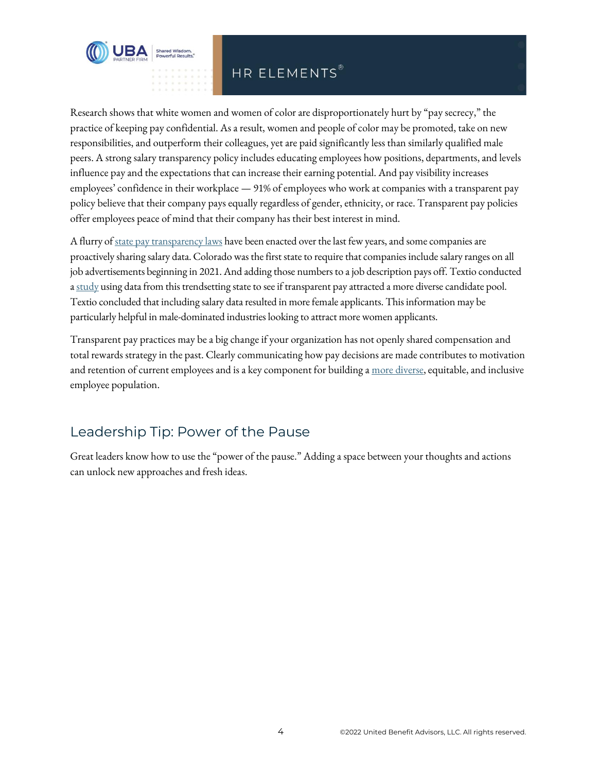Research shows that white women and women of color are disproportionately hurt by "pay secrecy," the practice of keeping pay confidential. As a result, women and people of color may be promoted, take on new responsibilities, and outperform their colleagues, yet are paid significantly less than similarly qualified male peers. A strong salary transparency policy includes educating employees how positions, departments, and levels influence pay and the expectations that can increase their earning potential. And pay visibility increases employees' confidence in their workplace — 91% of employees who work at companies with a transparent pay policy believe that their company pays equally regardless of gender, ethnicity, or race. Transparent pay policies offer employees peace of mind that their company has their best interest in mind.

A flurry of state pay transparency laws have been enacted over the last few years, and some companies are proactively sharing salary data. Colorado was the first state to require that companies include salary ranges on all job advertisements beginning in 2021. And adding those numbers to a job description pays off. Textio conducted a study using data from this trendsetting state to see if transparent pay attracted a more diverse candidate pool. Textio concluded that including salary data resulted in more female applicants. This information may be particularly helpful in male-dominated industries looking to attract more women applicants.

Transparent pay practices may be a big change if your organization has not openly shared compensation and total rewards strategy in the past. Clearly communicating how pay decisions are made contributes to motivation and retention of current employees and is a key component for building a more diverse, equitable, and inclusive employee population.

## Leadership Tip: Power of the Pause

Great leaders know how to use the "power of the pause." Adding a space between your thoughts and actions can unlock new approaches and fresh ideas.